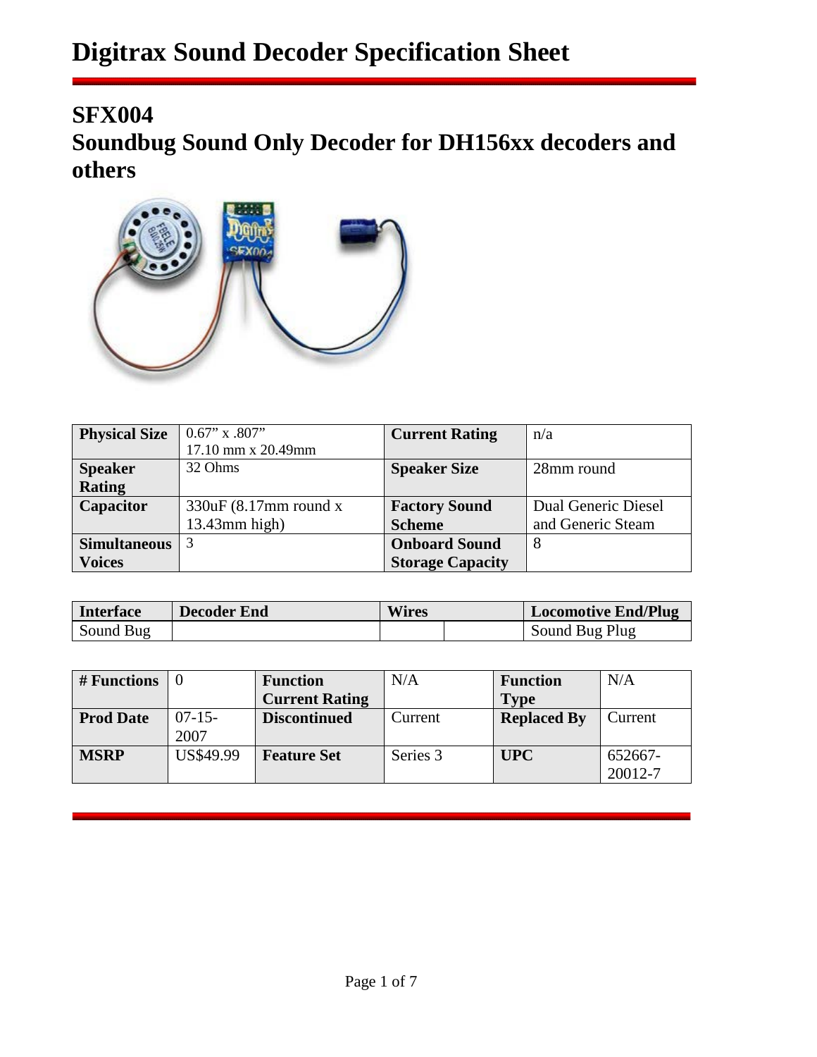# Digitrax Sound Decoder Specification Sheet

## SFX004
## Soundbug Sound Only Decoder for DH156xx decoders and others

| | | | |
|---|---|---|---|
| **Physical Size** | 0.67" x .807"<br>17.10 mm x 20.49mm | **Current Rating** | n/a |
| **Speaker Rating** | 32 Ohms | **Speaker Size** | 28mm round |
| **Capacitor** | 330uF (8.17mm round x 13.43mm high) | **Factory Sound Scheme** | Dual Generic Diesel and Generic Steam |
| **Simultaneous Voices** | 3 | **Onboard Sound Storage Capacity** | 8 |

| **Interface** | **Decoder End** | **Wires** | | **Locomotive End/Plug** |
|---|---|---|---|---|
| Sound Bug | | | | Sound Bug Plug |

| | | | | | |
|---|---|---|---|---|---|
| **# Functions** | 0 | **Function Current Rating** | N/A | **Function Type** | N/A |
| **Prod Date** | 07-15-2007 | **Discontinued** | Current | **Replaced By** | Current |
| **MSRP** | US$49.99 | **Feature Set** | Series 3 | **UPC** | 652667-20012-7 |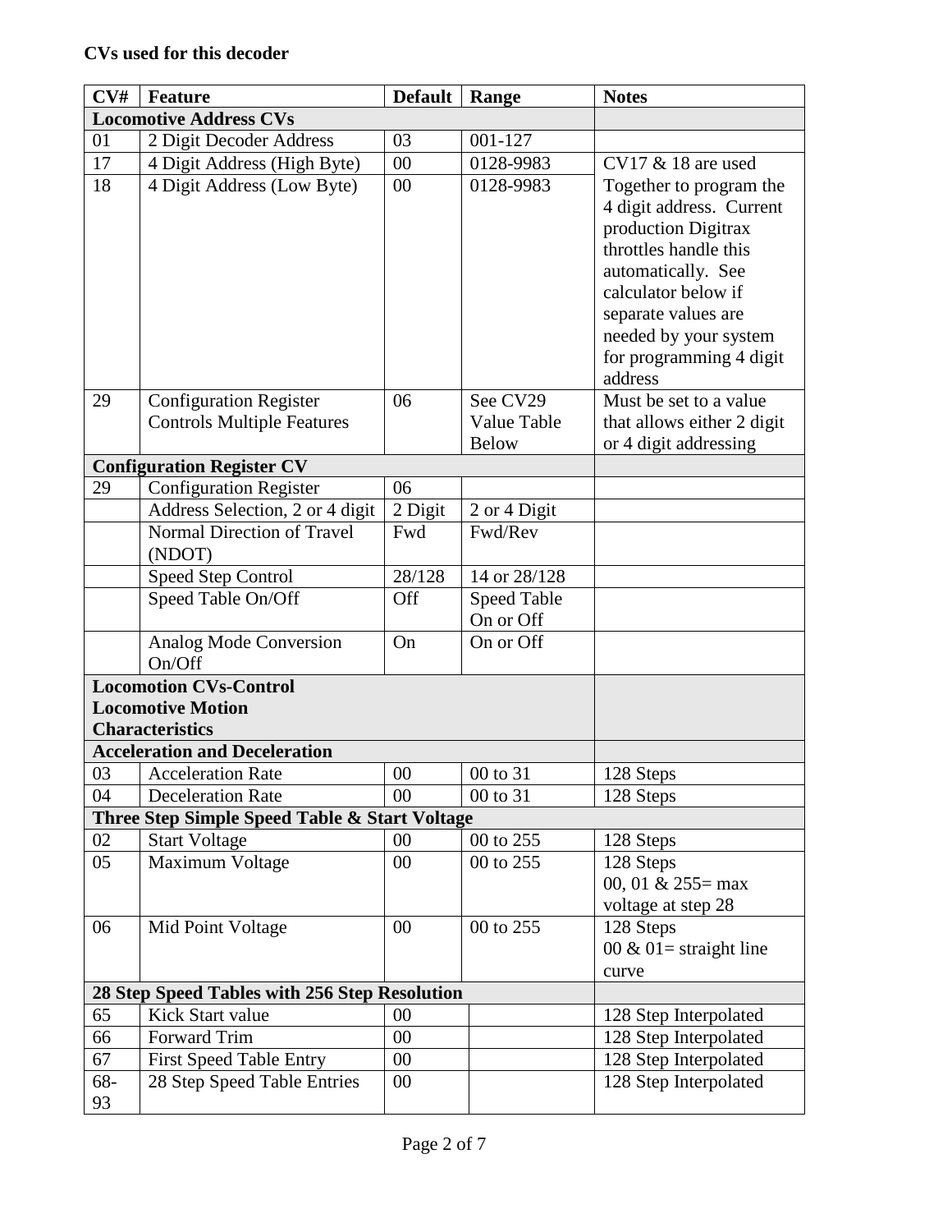**CVs used for this decoder**

| CV# | Feature | Default | Range | Notes |
|---|---|---|---|---|
| **Locomotive Address CVs** | | | | |
| 01 | 2 Digit Decoder Address | 03 | 001-127 | |
| 17 | 4 Digit Address (High Byte) | 00 | 0128-9983 | CV17 & 18 are used |
| 18 | 4 Digit Address (Low Byte) | 00 | 0128-9983 | Together to program the 4 digit address. Current production Digitrax throttles handle this automatically. See calculator below if separate values are needed by your system for programming 4 digit address |
| 29 | Configuration Register Controls Multiple Features | 06 | See CV29 Value Table Below | Must be set to a value that allows either 2 digit or 4 digit addressing |
| **Configuration Register CV** | | | | |
| 29 | Configuration Register | 06 | | |
| | Address Selection, 2 or 4 digit | 2 Digit | 2 or 4 Digit | |
| | Normal Direction of Travel (NDOT) | Fwd | Fwd/Rev | |
| | Speed Step Control | 28/128 | 14 or 28/128 | |
| | Speed Table On/Off | Off | Speed Table On or Off | |
| | Analog Mode Conversion On/Off | On | On or Off | |
| **Locomotion CVs-Control Locomotive Motion Characteristics** | | | | |
| **Acceleration and Deceleration** | | | | |
| 03 | Acceleration Rate | 00 | 00 to 31 | 128 Steps |
| 04 | Deceleration Rate | 00 | 00 to 31 | 128 Steps |
| **Three Step Simple Speed Table & Start Voltage** | | | | |
| 02 | Start Voltage | 00 | 00 to 255 | 128 Steps |
| 05 | Maximum Voltage | 00 | 00 to 255 | 128 Steps<br>00, 01 & 255= max voltage at step 28 |
| 06 | Mid Point Voltage | 00 | 00 to 255 | 128 Steps<br>00 & 01= straight line curve |
| **28 Step Speed Tables with 256 Step Resolution** | | | | |
| 65 | Kick Start value | 00 | | 128 Step Interpolated |
| 66 | Forward Trim | 00 | | 128 Step Interpolated |
| 67 | First Speed Table Entry | 00 | | 128 Step Interpolated |
| 68-93 | 28 Step Speed Table Entries | 00 | | 128 Step Interpolated |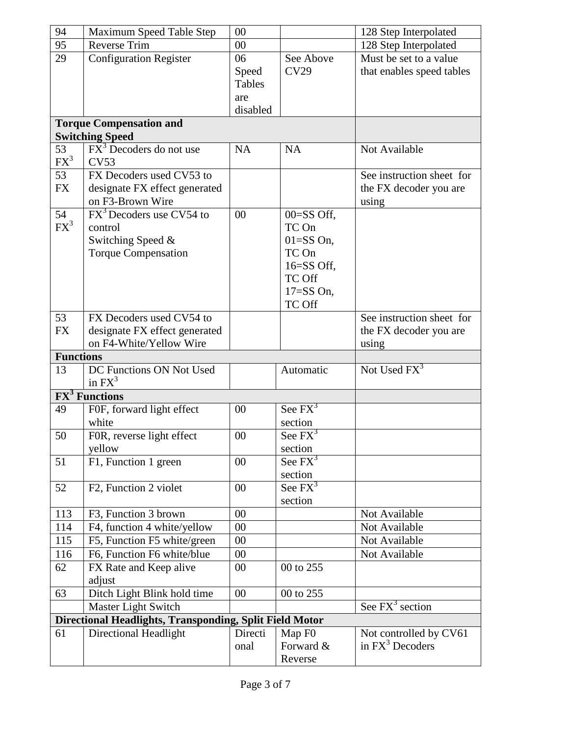| | | | | |
|---|---|---|---|---|
| 94 | Maximum Speed Table Step | 00 | | 128 Step Interpolated |
| 95 | Reverse Trim | 00 | | 128 Step Interpolated |
| 29 | Configuration Register | 06 Speed Tables are disabled | See Above CV29 | Must be set to a value that enables speed tables |
| **Torque Compensation and Switching Speed** | | | | |
| 53 $FX^3$ | $FX^3$ Decoders do not use CV53 | NA | NA | Not Available |
| 53 FX | FX Decoders used CV53 to designate FX effect generated on F3-Brown Wire | | | See instruction sheet for the FX decoder you are using |
| 54 $FX^3$ | $FX^3$ Decoders use CV54 to control Switching Speed & Torque Compensation | 00 | 00=SS Off, TC On 01=SS On, TC On 16=SS Off, TC Off 17=SS On, TC Off | |
| 53 FX | FX Decoders used CV54 to designate FX effect generated on F4-White/Yellow Wire | | | See instruction sheet for the FX decoder you are using |
| **Functions** | | | | |
| 13 | DC Functions ON Not Used in $FX^3$ | | Automatic | Not Used $FX^3$ |
| **$FX^3$ Functions** | | | | |
| 49 | F0F, forward light effect white | 00 | See $FX^3$ section | |
| 50 | F0R, reverse light effect yellow | 00 | See $FX^3$ section | |
| 51 | F1, Function 1 green | 00 | See $FX^3$ section | |
| 52 | F2, Function 2 violet | 00 | See $FX^3$ section | |
| 113 | F3, Function 3 brown | 00 | | Not Available |
| 114 | F4, function 4 white/yellow | 00 | | Not Available |
| 115 | F5, Function F5 white/green | 00 | | Not Available |
| 116 | F6, Function F6 white/blue | 00 | | Not Available |
| 62 | FX Rate and Keep alive adjust | 00 | 00 to 255 | |
| 63 | Ditch Light Blink hold time | 00 | 00 to 255 | |
| | Master Light Switch | | | See $FX^3$ section |
| **Directional Headlights, Transponding, Split Field Motor** | | | | |
| 61 | Directional Headlight | Directional | Map F0 Forward & Reverse | Not controlled by CV61 in $FX^3$ Decoders |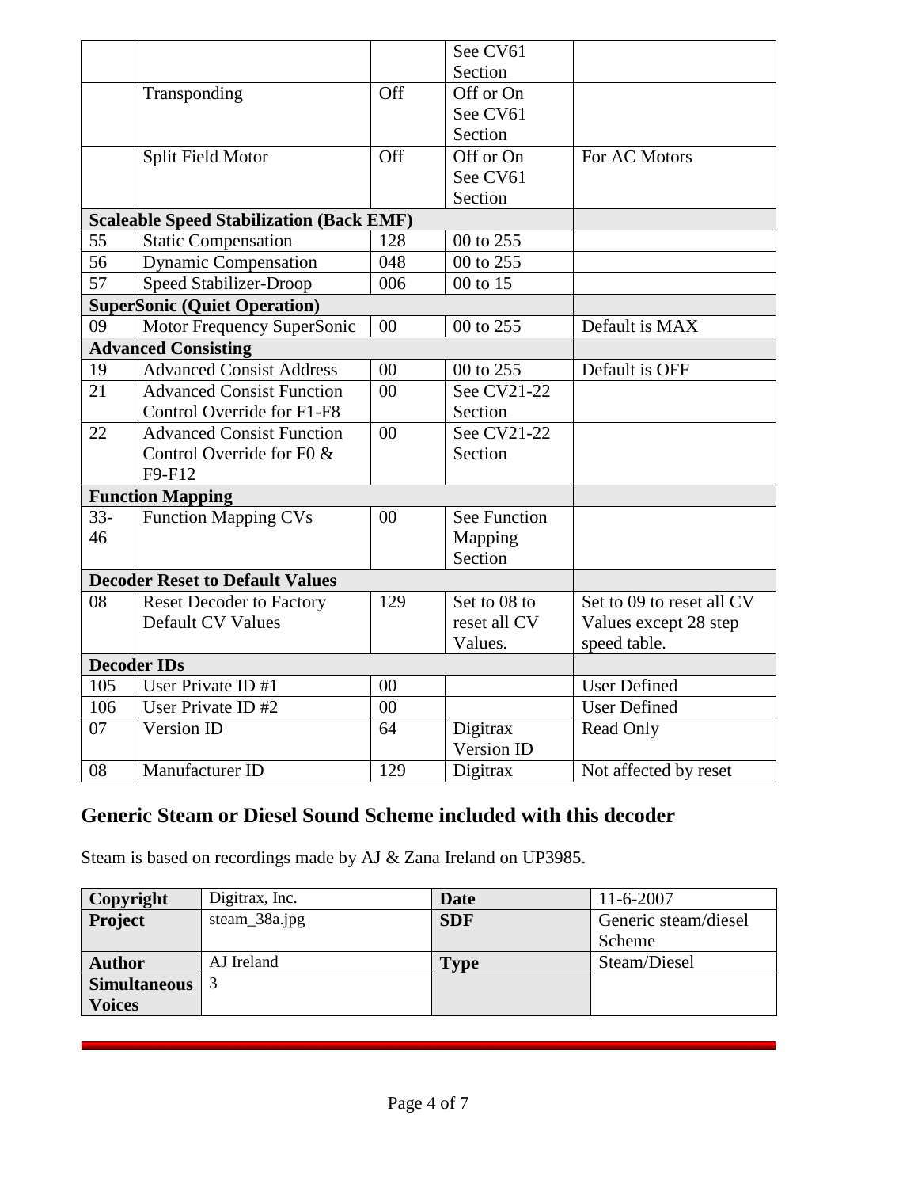| | | | | |
|---|---|---|---|---|
| | | | See CV61 Section | |
| | Transponding | Off | Off or On See CV61 Section | |
| | Split Field Motor | Off | Off or On See CV61 Section | For AC Motors |
| **Scaleable Speed Stabilization (Back EMF)** | | | | |
| 55 | Static Compensation | 128 | 00 to 255 | |
| 56 | Dynamic Compensation | 048 | 00 to 255 | |
| 57 | Speed Stabilizer-Droop | 006 | 00 to 15 | |
| **SuperSonic (Quiet Operation)** | | | | |
| 09 | Motor Frequency SuperSonic | 00 | 00 to 255 | Default is MAX |
| **Advanced Consisting** | | | | |
| 19 | Advanced Consist Address | 00 | 00 to 255 | Default is OFF |
| 21 | Advanced Consist Function Control Override for F1-F8 | 00 | See CV21-22 Section | |
| 22 | Advanced Consist Function Control Override for F0 & F9-F12 | 00 | See CV21-22 Section | |
| **Function Mapping** | | | | |
| 33-46 | Function Mapping CVs | 00 | See Function Mapping Section | |
| **Decoder Reset to Default Values** | | | | |
| 08 | Reset Decoder to Factory Default CV Values | 129 | Set to 08 to reset all CV Values. | Set to 09 to reset all CV Values except 28 step speed table. |
| **Decoder IDs** | | | | |
| 105 | User Private ID #1 | 00 | | User Defined |
| 106 | User Private ID #2 | 00 | | User Defined |
| 07 | Version ID | 64 | Digitrax Version ID | Read Only |
| 08 | Manufacturer ID | 129 | Digitrax | Not affected by reset |

## Generic Steam or Diesel Sound Scheme included with this decoder

Steam is based on recordings made by AJ & Zana Ireland on UP3985.

| | | | |
|---|---|---|---|
| **Copyright** | Digitrax, Inc. | **Date** | 11-6-2007 |
| **Project** | steam_38a.jpg | **SDF** | Generic steam/diesel Scheme |
| **Author** | AJ Ireland | **Type** | Steam/Diesel |
| **Simultaneous Voices** | 3 | | |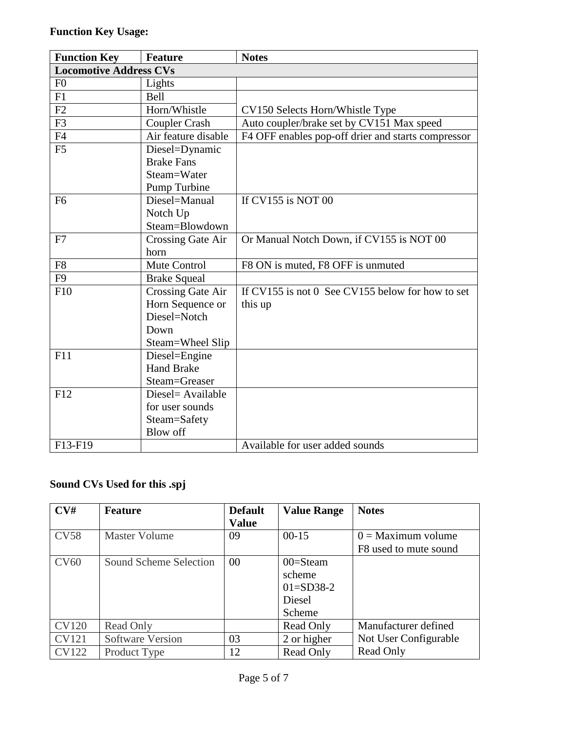**Function Key Usage:**

| Function Key | Feature | Notes |
|---|---|---|
| **Locomotive Address CVs** | | |
| F0 | Lights | |
| F1 | Bell | |
| F2 | Horn/Whistle | CV150 Selects Horn/Whistle Type |
| F3 | Coupler Crash | Auto coupler/brake set by CV151 Max speed |
| F4 | Air feature disable | F4 OFF enables pop-off drier and starts compressor |
| F5 | Diesel=Dynamic Brake Fans Steam=Water Pump Turbine | |
| F6 | Diesel=Manual Notch Up Steam=Blowdown | If CV155 is NOT 00 |
| F7 | Crossing Gate Air horn | Or Manual Notch Down, if CV155 is NOT 00 |
| F8 | Mute Control | F8 ON is muted, F8 OFF is unmuted |
| F9 | Brake Squeal | |
| F10 | Crossing Gate Air Horn Sequence or Diesel=Notch Down Steam=Wheel Slip | If CV155 is not 0 See CV155 below for how to set this up |
| F11 | Diesel=Engine Hand Brake Steam=Greaser | |
| F12 | Diesel= Available for user sounds Steam=Safety Blow off | |
| F13-F19 | | Available for user added sounds |

**Sound CVs Used for this .spj**

| CV# | Feature | Default Value | Value Range | Notes |
|---|---|---|---|---|
| CV58 | Master Volume | 09 | 00-15 | 0 = Maximum volume F8 used to mute sound |
| CV60 | Sound Scheme Selection | 00 | 00=Steam scheme 01=SD38-2 Diesel Scheme | |
| CV120 | Read Only | | Read Only | Manufacturer defined Not User Configurable Read Only |
| CV121 | Software Version | 03 | 2 or higher | |
| CV122 | Product Type | 12 | Read Only | |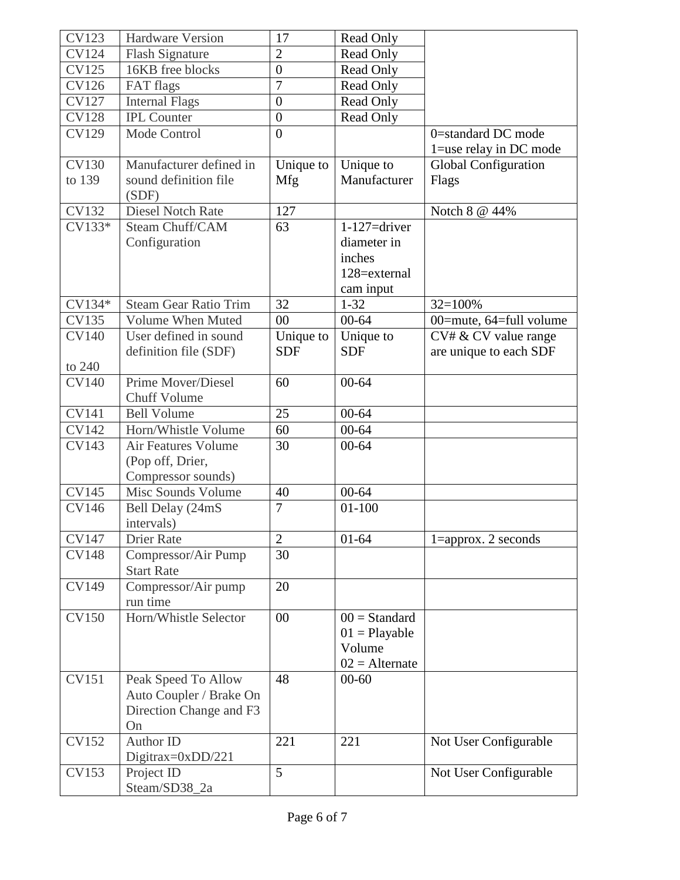| | | | | |
|---|---|---|---|---|
| CV123 | Hardware Version | 17 | Read Only | |
| CV124 | Flash Signature | 2 | Read Only | |
| CV125 | 16KB free blocks | 0 | Read Only | |
| CV126 | FAT flags | 7 | Read Only | |
| CV127 | Internal Flags | 0 | Read Only | |
| CV128 | IPL Counter | 0 | Read Only | |
| CV129 | Mode Control | 0 | | 0=standard DC mode 1=use relay in DC mode |
| CV130 to 139 | Manufacturer defined in sound definition file (SDF) | Unique to Mfg | Unique to Manufacturer | Global Configuration Flags |
| CV132 | Diesel Notch Rate | 127 | | Notch 8 @ 44% |
| CV133* | Steam Chuff/CAM Configuration | 63 | 1-127=driver diameter in inches 128=external cam input | |
| CV134* | Steam Gear Ratio Trim | 32 | 1-32 | 32=100% |
| CV135 | Volume When Muted | 00 | 00-64 | 00=mute, 64=full volume |
| CV140 to 240 | User defined in sound definition file (SDF) | Unique to SDF | Unique to SDF | CV# & CV value range are unique to each SDF |
| CV140 | Prime Mover/Diesel Chuff Volume | 60 | 00-64 | |
| CV141 | Bell Volume | 25 | 00-64 | |
| CV142 | Horn/Whistle Volume | 60 | 00-64 | |
| CV143 | Air Features Volume (Pop off, Drier, Compressor sounds) | 30 | 00-64 | |
| CV145 | Misc Sounds Volume | 40 | 00-64 | |
| CV146 | Bell Delay (24mS intervals) | 7 | 01-100 | |
| CV147 | Drier Rate | 2 | 01-64 | 1=approx. 2 seconds |
| CV148 | Compressor/Air Pump Start Rate | 30 | | |
| CV149 | Compressor/Air pump run time | 20 | | |
| CV150 | Horn/Whistle Selector | 00 | 00 = Standard 01 = Playable Volume 02 = Alternate | |
| CV151 | Peak Speed To Allow Auto Coupler / Brake On Direction Change and F3 On | 48 | 00-60 | |
| CV152 | Author ID Digitrax=0xDD/221 | 221 | 221 | Not User Configurable |
| CV153 | Project ID Steam/SD38_2a | 5 | | Not User Configurable |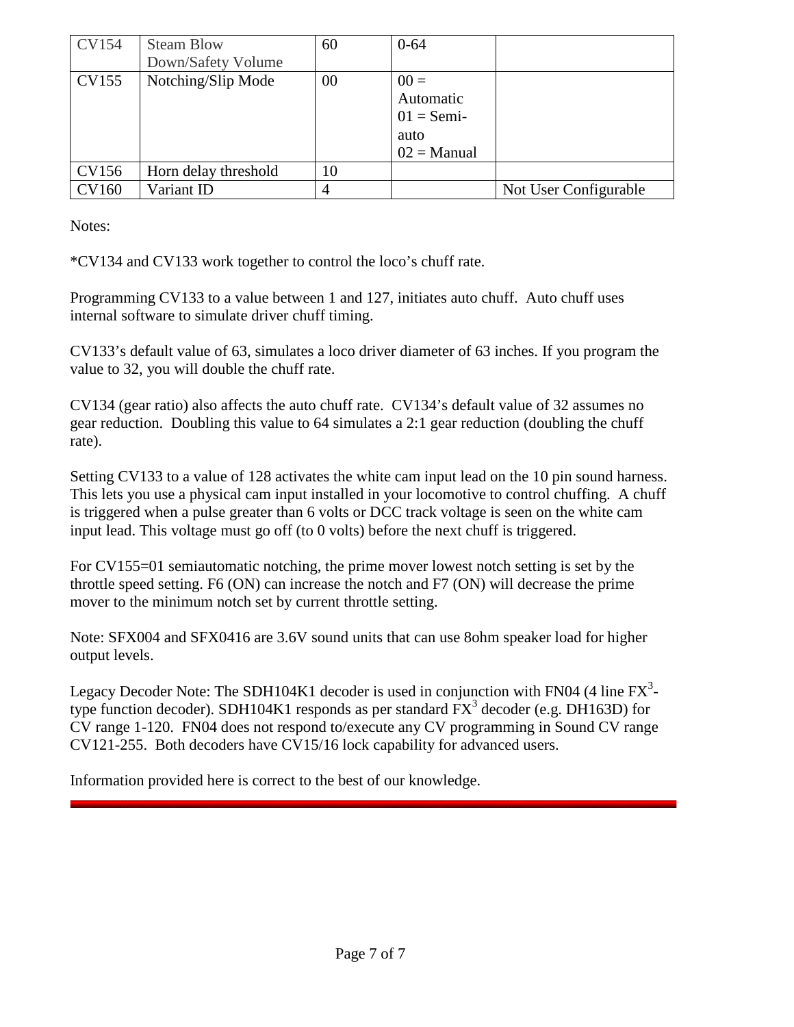| | | | | |
|---|---|---|---|---|
| CV154 | Steam Blow Down/Safety Volume | 60 | 0-64 | |
| CV155 | Notching/Slip Mode | 00 | 00 = Automatic 01 = Semi-auto 02 = Manual | |
| CV156 | Horn delay threshold | 10 | | |
| CV160 | Variant ID | 4 | | Not User Configurable |

Notes:

*CV134 and CV133 work together to control the loco's chuff rate.

Programming CV133 to a value between 1 and 127, initiates auto chuff. Auto chuff uses internal software to simulate driver chuff timing.

CV133's default value of 63, simulates a loco driver diameter of 63 inches. If you program the value to 32, you will double the chuff rate.

CV134 (gear ratio) also affects the auto chuff rate. CV134's default value of 32 assumes no gear reduction. Doubling this value to 64 simulates a 2:1 gear reduction (doubling the chuff rate).

Setting CV133 to a value of 128 activates the white cam input lead on the 10 pin sound harness. This lets you use a physical cam input installed in your locomotive to control chuffing. A chuff is triggered when a pulse greater than 6 volts or DCC track voltage is seen on the white cam input lead. This voltage must go off (to 0 volts) before the next chuff is triggered.

For CV155=01 semiautomatic notching, the prime mover lowest notch setting is set by the throttle speed setting. F6 (ON) can increase the notch and F7 (ON) will decrease the prime mover to the minimum notch set by current throttle setting.

Note: SFX004 and SFX0416 are 3.6V sound units that can use 8ohm speaker load for higher output levels.

Legacy Decoder Note: The SDH104K1 decoder is used in conjunction with FN04 (4 line $FX^3$-type function decoder). SDH104K1 responds as per standard $FX^3$ decoder (e.g. DH163D) for CV range 1-120. FN04 does not respond to/execute any CV programming in Sound CV range CV121-255. Both decoders have CV15/16 lock capability for advanced users.

Information provided here is correct to the best of our knowledge.